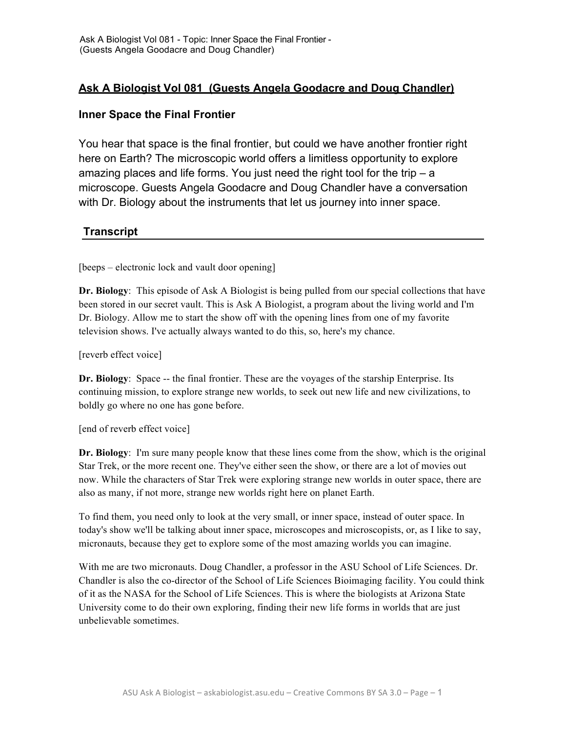## Ask A Biologist Vol 081 (Guests Angela Goodacre and Doug Chandler)

### Inner Space the Final Frontier

You hear that space is the final frontier, but could we have another frontier right here on Earth? The microscopic world offers a limitless opportunity to explore amazing places and life forms. You just need the right tool for the trip – a microscope. Guests Angela Goodacre and Doug Chandler have a conversation with Dr. Biology about the instruments that let us journey into inner space.

### Transcript

[beeps – electronic lock and vault door opening]

**Dr. Biology**: This episode of Ask A Biologist is being pulled from our special collections that have been stored in our secret vault. This is Ask A Biologist, a program about the living world and I'm Dr. Biology. Allow me to start the show off with the opening lines from one of my favorite television shows. I've actually always wanted to do this, so, here's my chance.

[reverb effect voice]

**Dr. Biology**: Space -- the final frontier. These are the voyages of the starship Enterprise. Its continuing mission, to explore strange new worlds, to seek out new life and new civilizations, to boldly go where no one has gone before.

[end of reverb effect voice]

**Dr. Biology**: I'm sure many people know that these lines come from the show, which is the original Star Trek, or the more recent one. They've either seen the show, or there are a lot of movies out now. While the characters of Star Trek were exploring strange new worlds in outer space, there are also as many, if not more, strange new worlds right here on planet Earth.

To find them, you need only to look at the very small, or inner space, instead of outer space. In today's show we'll be talking about inner space, microscopes and microscopists, or, as I like to say, micronauts, because they get to explore some of the most amazing worlds you can imagine.

With me are two micronauts. Doug Chandler, a professor in the ASU School of Life Sciences. Dr. Chandler is also the co-director of the School of Life Sciences Bioimaging facility. You could think of it as the NASA for the School of Life Sciences. This is where the biologists at Arizona State University come to do their own exploring, finding their new life forms in worlds that are just unbelievable sometimes.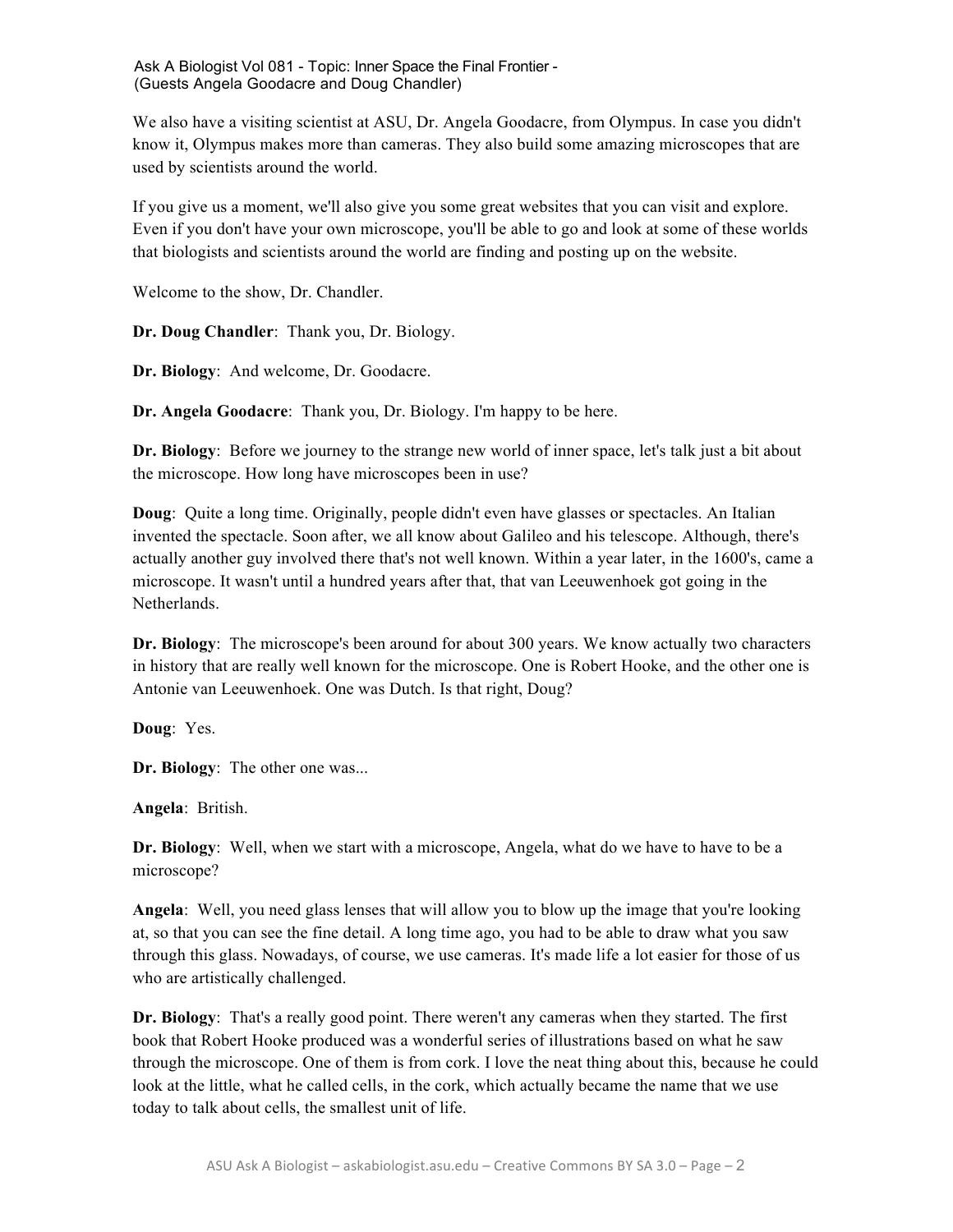We also have a visiting scientist at ASU, Dr. Angela Goodacre, from Olympus. In case you didn't know it, Olympus makes more than cameras. They also build some amazing microscopes that are used by scientists around the world.

If you give us a moment, we'll also give you some great websites that you can visit and explore. Even if you don't have your own microscope, you'll be able to go and look at some of these worlds that biologists and scientists around the world are finding and posting up on the website.

Welcome to the show, Dr. Chandler.

**Dr. Doug Chandler**: Thank you, Dr. Biology.

**Dr. Biology**: And welcome, Dr. Goodacre.

**Dr. Angela Goodacre**: Thank you, Dr. Biology. I'm happy to be here.

**Dr. Biology**: Before we journey to the strange new world of inner space, let's talk just a bit about the microscope. How long have microscopes been in use?

**Doug**: Quite a long time. Originally, people didn't even have glasses or spectacles. An Italian invented the spectacle. Soon after, we all know about Galileo and his telescope. Although, there's actually another guy involved there that's not well known. Within a year later, in the 1600's, came a microscope. It wasn't until a hundred years after that, that van Leeuwenhoek got going in the Netherlands.

**Dr. Biology**: The microscope's been around for about 300 years. We know actually two characters in history that are really well known for the microscope. One is Robert Hooke, and the other one is Antonie van Leeuwenhoek. One was Dutch. Is that right, Doug?

**Doug**: Yes.

**Dr. Biology**: The other one was...

**Angela**: British.

**Dr. Biology**: Well, when we start with a microscope, Angela, what do we have to have to be a microscope?

**Angela**: Well, you need glass lenses that will allow you to blow up the image that you're looking at, so that you can see the fine detail. A long time ago, you had to be able to draw what you saw through this glass. Nowadays, of course, we use cameras. It's made life a lot easier for those of us who are artistically challenged.

**Dr. Biology**: That's a really good point. There weren't any cameras when they started. The first book that Robert Hooke produced was a wonderful series of illustrations based on what he saw through the microscope. One of them is from cork. I love the neat thing about this, because he could look at the little, what he called cells, in the cork, which actually became the name that we use today to talk about cells, the smallest unit of life.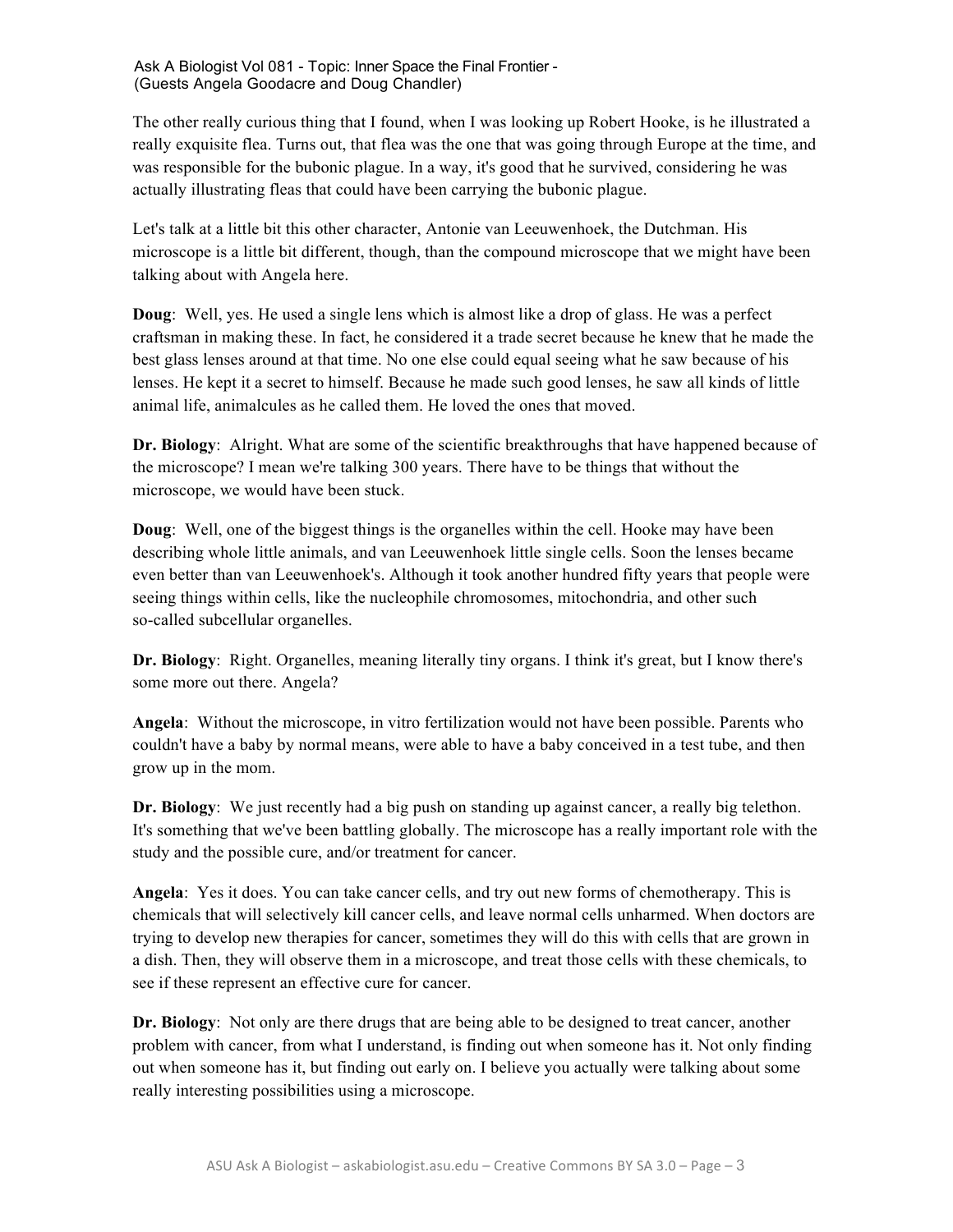The other really curious thing that I found, when I was looking up Robert Hooke, is he illustrated a really exquisite flea. Turns out, that flea was the one that was going through Europe at the time, and was responsible for the bubonic plague. In a way, it's good that he survived, considering he was actually illustrating fleas that could have been carrying the bubonic plague.

Let's talk at a little bit this other character, Antonie van Leeuwenhoek, the Dutchman. His microscope is a little bit different, though, than the compound microscope that we might have been talking about with Angela here.

**Doug**: Well, yes. He used a single lens which is almost like a drop of glass. He was a perfect craftsman in making these. In fact, he considered it a trade secret because he knew that he made the best glass lenses around at that time. No one else could equal seeing what he saw because of his lenses. He kept it a secret to himself. Because he made such good lenses, he saw all kinds of little animal life, animalcules as he called them. He loved the ones that moved.

**Dr. Biology**: Alright. What are some of the scientific breakthroughs that have happened because of the microscope? I mean we're talking 300 years. There have to be things that without the microscope, we would have been stuck.

**Doug**: Well, one of the biggest things is the organelles within the cell. Hooke may have been describing whole little animals, and van Leeuwenhoek little single cells. Soon the lenses became even better than van Leeuwenhoek's. Although it took another hundred fifty years that people were seeing things within cells, like the nucleophile chromosomes, mitochondria, and other such so-called subcellular organelles.

**Dr. Biology**: Right. Organelles, meaning literally tiny organs. I think it's great, but I know there's some more out there. Angela?

**Angela**: Without the microscope, in vitro fertilization would not have been possible. Parents who couldn't have a baby by normal means, were able to have a baby conceived in a test tube, and then grow up in the mom.

**Dr. Biology**: We just recently had a big push on standing up against cancer, a really big telethon. It's something that we've been battling globally. The microscope has a really important role with the study and the possible cure, and/or treatment for cancer.

**Angela**: Yes it does. You can take cancer cells, and try out new forms of chemotherapy. This is chemicals that will selectively kill cancer cells, and leave normal cells unharmed. When doctors are trying to develop new therapies for cancer, sometimes they will do this with cells that are grown in a dish. Then, they will observe them in a microscope, and treat those cells with these chemicals, to see if these represent an effective cure for cancer.

**Dr. Biology**: Not only are there drugs that are being able to be designed to treat cancer, another problem with cancer, from what I understand, is finding out when someone has it. Not only finding out when someone has it, but finding out early on. I believe you actually were talking about some really interesting possibilities using a microscope.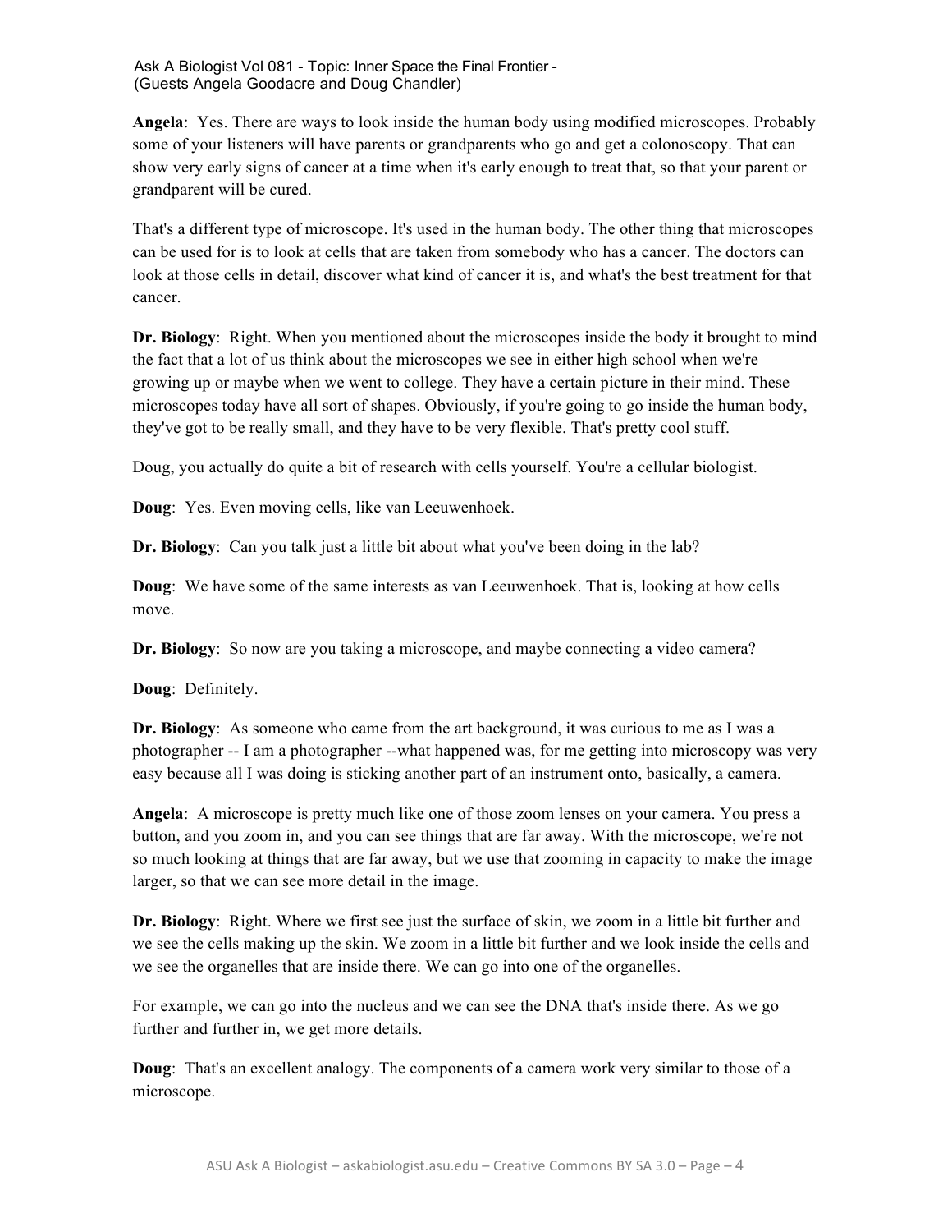**Angela**: Yes. There are ways to look inside the human body using modified microscopes. Probably some of your listeners will have parents or grandparents who go and get a colonoscopy. That can show very early signs of cancer at a time when it's early enough to treat that, so that your parent or grandparent will be cured.

That's a different type of microscope. It's used in the human body. The other thing that microscopes can be used for is to look at cells that are taken from somebody who has a cancer. The doctors can look at those cells in detail, discover what kind of cancer it is, and what's the best treatment for that cancer.

**Dr. Biology**: Right. When you mentioned about the microscopes inside the body it brought to mind the fact that a lot of us think about the microscopes we see in either high school when we're growing up or maybe when we went to college. They have a certain picture in their mind. These microscopes today have all sort of shapes. Obviously, if you're going to go inside the human body, they've got to be really small, and they have to be very flexible. That's pretty cool stuff.

Doug, you actually do quite a bit of research with cells yourself. You're a cellular biologist.

**Doug**: Yes. Even moving cells, like van Leeuwenhoek.

**Dr. Biology**: Can you talk just a little bit about what you've been doing in the lab?

**Doug**: We have some of the same interests as van Leeuwenhoek. That is, looking at how cells move.

**Dr. Biology**: So now are you taking a microscope, and maybe connecting a video camera?

**Doug**: Definitely.

**Dr. Biology**: As someone who came from the art background, it was curious to me as I was a photographer -- I am a photographer --what happened was, for me getting into microscopy was very easy because all I was doing is sticking another part of an instrument onto, basically, a camera.

**Angela**: A microscope is pretty much like one of those zoom lenses on your camera. You press a button, and you zoom in, and you can see things that are far away. With the microscope, we're not so much looking at things that are far away, but we use that zooming in capacity to make the image larger, so that we can see more detail in the image.

**Dr. Biology**: Right. Where we first see just the surface of skin, we zoom in a little bit further and we see the cells making up the skin. We zoom in a little bit further and we look inside the cells and we see the organelles that are inside there. We can go into one of the organelles.

For example, we can go into the nucleus and we can see the DNA that's inside there. As we go further and further in, we get more details.

**Doug**: That's an excellent analogy. The components of a camera work very similar to those of a microscope.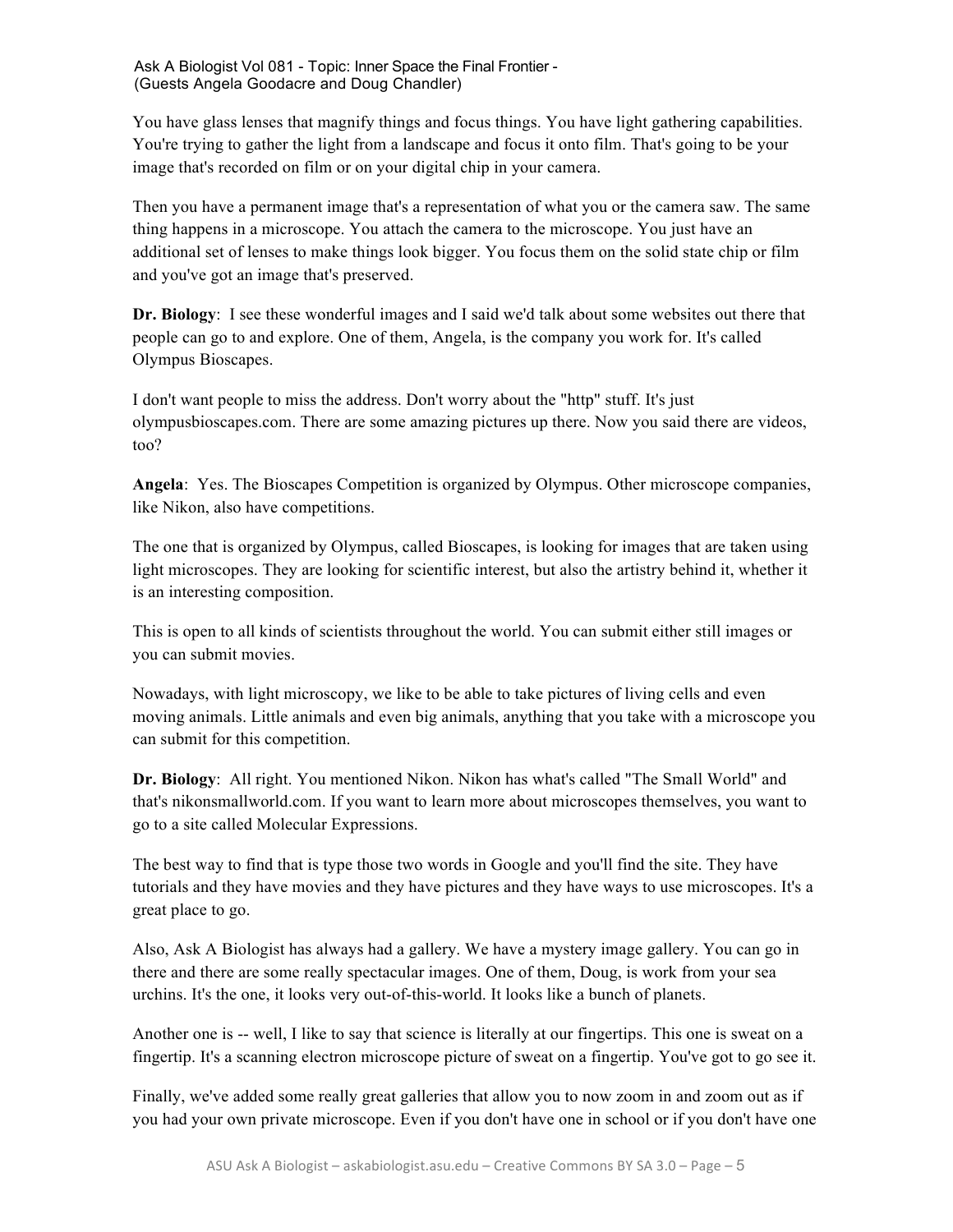You have glass lenses that magnify things and focus things. You have light gathering capabilities. You're trying to gather the light from a landscape and focus it onto film. That's going to be your image that's recorded on film or on your digital chip in your camera.

Then you have a permanent image that's a representation of what you or the camera saw. The same thing happens in a microscope. You attach the camera to the microscope. You just have an additional set of lenses to make things look bigger. You focus them on the solid state chip or film and you've got an image that's preserved.

**Dr. Biology**: I see these wonderful images and I said we'd talk about some websites out there that people can go to and explore. One of them, Angela, is the company you work for. It's called Olympus Bioscapes.

I don't want people to miss the address. Don't worry about the "http" stuff. It's just olympusbioscapes.com. There are some amazing pictures up there. Now you said there are videos, too?

**Angela**: Yes. The Bioscapes Competition is organized by Olympus. Other microscope companies, like Nikon, also have competitions.

The one that is organized by Olympus, called Bioscapes, is looking for images that are taken using light microscopes. They are looking for scientific interest, but also the artistry behind it, whether it is an interesting composition.

This is open to all kinds of scientists throughout the world. You can submit either still images or you can submit movies.

Nowadays, with light microscopy, we like to be able to take pictures of living cells and even moving animals. Little animals and even big animals, anything that you take with a microscope you can submit for this competition.

**Dr. Biology**: All right. You mentioned Nikon. Nikon has what's called "The Small World" and that's nikonsmallworld.com. If you want to learn more about microscopes themselves, you want to go to a site called Molecular Expressions.

The best way to find that is type those two words in Google and you'll find the site. They have tutorials and they have movies and they have pictures and they have ways to use microscopes. It's a great place to go.

Also, Ask A Biologist has always had a gallery. We have a mystery image gallery. You can go in there and there are some really spectacular images. One of them, Doug, is work from your sea urchins. It's the one, it looks very out-of-this-world. It looks like a bunch of planets.

Another one is -- well, I like to say that science is literally at our fingertips. This one is sweat on a fingertip. It's a scanning electron microscope picture of sweat on a fingertip. You've got to go see it.

Finally, we've added some really great galleries that allow you to now zoom in and zoom out as if you had your own private microscope. Even if you don't have one in school or if you don't have one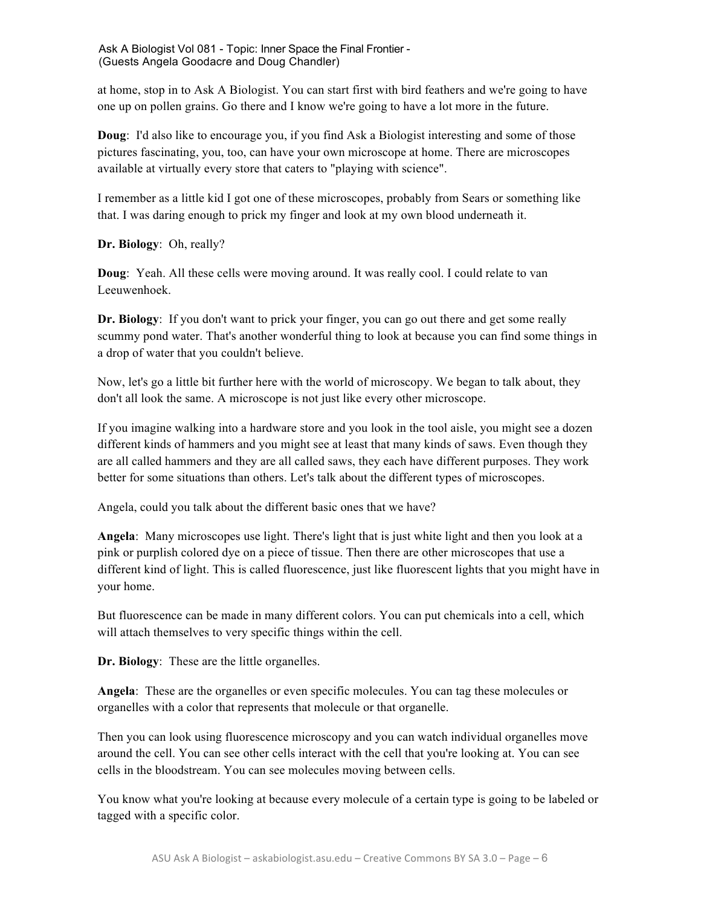at home, stop in to Ask A Biologist. You can start first with bird feathers and we're going to have one up on pollen grains. Go there and I know we're going to have a lot more in the future.

**Doug**: I'd also like to encourage you, if you find Ask a Biologist interesting and some of those pictures fascinating, you, too, can have your own microscope at home. There are microscopes available at virtually every store that caters to "playing with science".

I remember as a little kid I got one of these microscopes, probably from Sears or something like that. I was daring enough to prick my finger and look at my own blood underneath it.

**Dr. Biology**: Oh, really?

**Doug**: Yeah. All these cells were moving around. It was really cool. I could relate to van Leeuwenhoek.

**Dr. Biology**: If you don't want to prick your finger, you can go out there and get some really scummy pond water. That's another wonderful thing to look at because you can find some things in a drop of water that you couldn't believe.

Now, let's go a little bit further here with the world of microscopy. We began to talk about, they don't all look the same. A microscope is not just like every other microscope.

If you imagine walking into a hardware store and you look in the tool aisle, you might see a dozen different kinds of hammers and you might see at least that many kinds of saws. Even though they are all called hammers and they are all called saws, they each have different purposes. They work better for some situations than others. Let's talk about the different types of microscopes.

Angela, could you talk about the different basic ones that we have?

**Angela**: Many microscopes use light. There's light that is just white light and then you look at a pink or purplish colored dye on a piece of tissue. Then there are other microscopes that use a different kind of light. This is called fluorescence, just like fluorescent lights that you might have in your home.

But fluorescence can be made in many different colors. You can put chemicals into a cell, which will attach themselves to very specific things within the cell.

**Dr. Biology**: These are the little organelles.

**Angela**: These are the organelles or even specific molecules. You can tag these molecules or organelles with a color that represents that molecule or that organelle.

Then you can look using fluorescence microscopy and you can watch individual organelles move around the cell. You can see other cells interact with the cell that you're looking at. You can see cells in the bloodstream. You can see molecules moving between cells.

You know what you're looking at because every molecule of a certain type is going to be labeled or tagged with a specific color.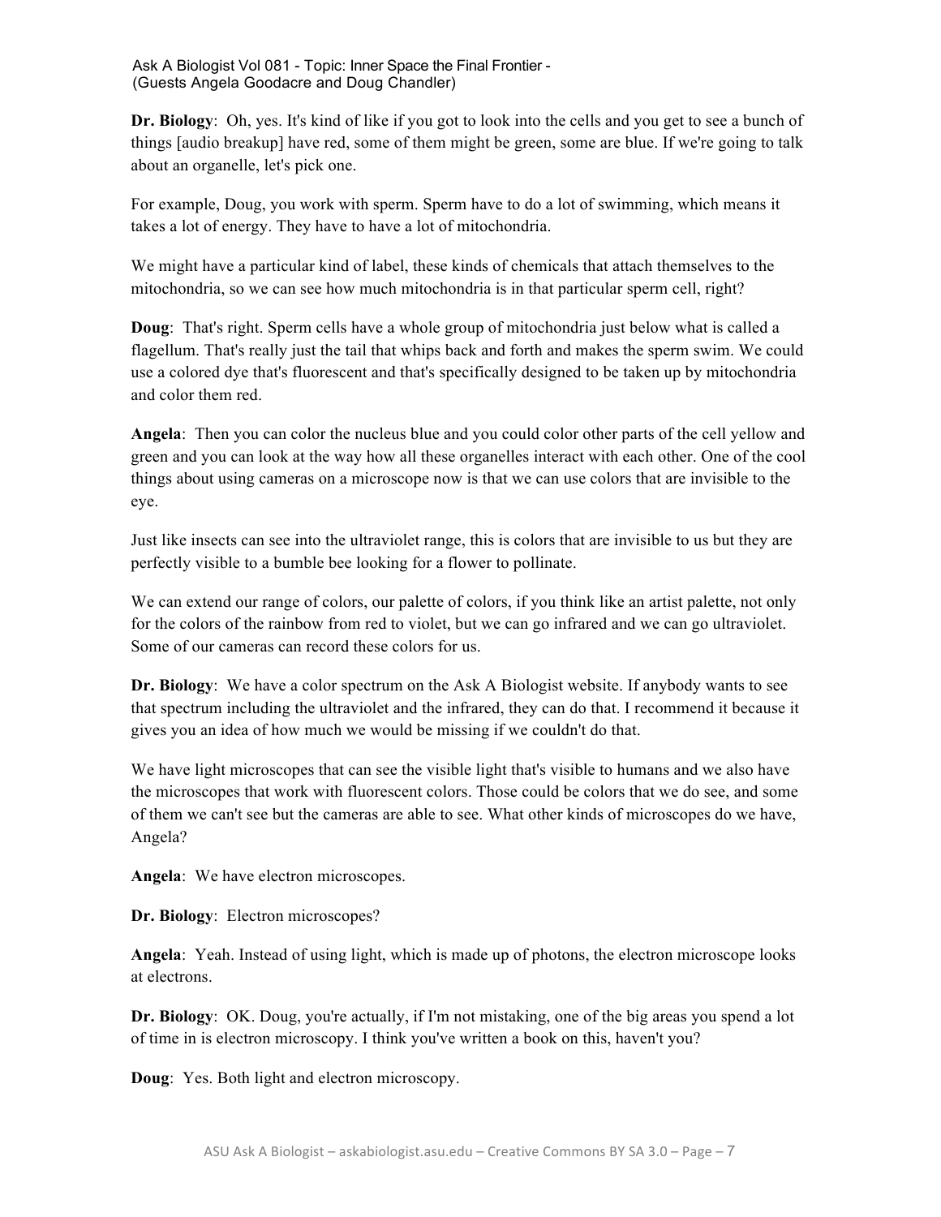**Dr. Biology**: Oh, yes. It's kind of like if you got to look into the cells and you get to see a bunch of things [audio breakup] have red, some of them might be green, some are blue. If we're going to talk about an organelle, let's pick one.

For example, Doug, you work with sperm. Sperm have to do a lot of swimming, which means it takes a lot of energy. They have to have a lot of mitochondria.

We might have a particular kind of label, these kinds of chemicals that attach themselves to the mitochondria, so we can see how much mitochondria is in that particular sperm cell, right?

**Doug**: That's right. Sperm cells have a whole group of mitochondria just below what is called a flagellum. That's really just the tail that whips back and forth and makes the sperm swim. We could use a colored dye that's fluorescent and that's specifically designed to be taken up by mitochondria and color them red.

**Angela**: Then you can color the nucleus blue and you could color other parts of the cell yellow and green and you can look at the way how all these organelles interact with each other. One of the cool things about using cameras on a microscope now is that we can use colors that are invisible to the eye.

Just like insects can see into the ultraviolet range, this is colors that are invisible to us but they are perfectly visible to a bumble bee looking for a flower to pollinate.

We can extend our range of colors, our palette of colors, if you think like an artist palette, not only for the colors of the rainbow from red to violet, but we can go infrared and we can go ultraviolet. Some of our cameras can record these colors for us.

**Dr. Biology**: We have a color spectrum on the Ask A Biologist website. If anybody wants to see that spectrum including the ultraviolet and the infrared, they can do that. I recommend it because it gives you an idea of how much we would be missing if we couldn't do that.

We have light microscopes that can see the visible light that's visible to humans and we also have the microscopes that work with fluorescent colors. Those could be colors that we do see, and some of them we can't see but the cameras are able to see. What other kinds of microscopes do we have, Angela?

**Angela**: We have electron microscopes.

**Dr. Biology**: Electron microscopes?

**Angela**: Yeah. Instead of using light, which is made up of photons, the electron microscope looks at electrons.

**Dr. Biology**: OK. Doug, you're actually, if I'm not mistaking, one of the big areas you spend a lot of time in is electron microscopy. I think you've written a book on this, haven't you?

**Doug**: Yes. Both light and electron microscopy.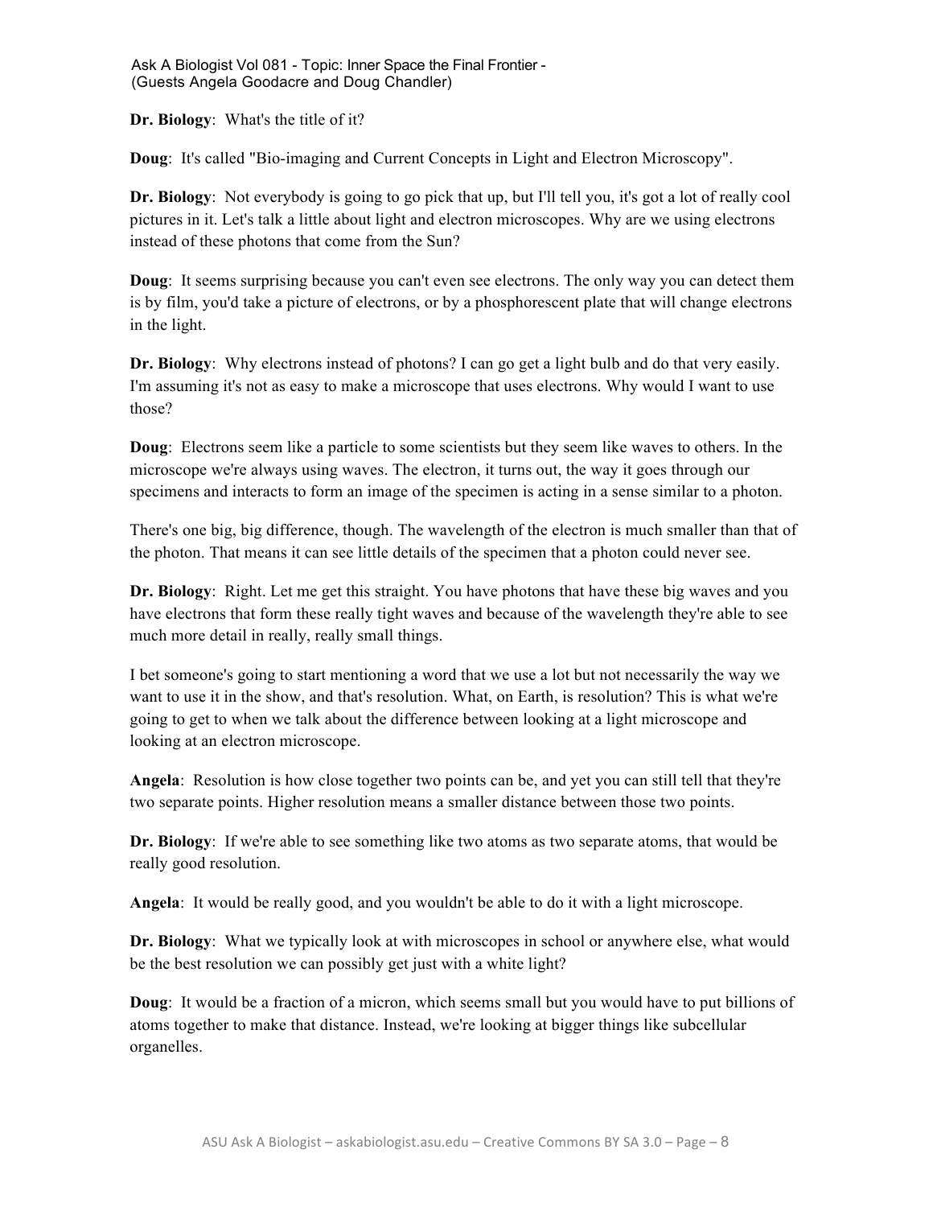**Dr. Biology**: What's the title of it?

**Doug**: It's called "Bio-imaging and Current Concepts in Light and Electron Microscopy".

**Dr. Biology**: Not everybody is going to go pick that up, but I'll tell you, it's got a lot of really cool pictures in it. Let's talk a little about light and electron microscopes. Why are we using electrons instead of these photons that come from the Sun?

**Doug**: It seems surprising because you can't even see electrons. The only way you can detect them is by film, you'd take a picture of electrons, or by a phosphorescent plate that will change electrons in the light.

**Dr. Biology**: Why electrons instead of photons? I can go get a light bulb and do that very easily. I'm assuming it's not as easy to make a microscope that uses electrons. Why would I want to use those?

**Doug**: Electrons seem like a particle to some scientists but they seem like waves to others. In the microscope we're always using waves. The electron, it turns out, the way it goes through our specimens and interacts to form an image of the specimen is acting in a sense similar to a photon.

There's one big, big difference, though. The wavelength of the electron is much smaller than that of the photon. That means it can see little details of the specimen that a photon could never see.

**Dr. Biology**: Right. Let me get this straight. You have photons that have these big waves and you have electrons that form these really tight waves and because of the wavelength they're able to see much more detail in really, really small things.

I bet someone's going to start mentioning a word that we use a lot but not necessarily the way we want to use it in the show, and that's resolution. What, on Earth, is resolution? This is what we're going to get to when we talk about the difference between looking at a light microscope and looking at an electron microscope.

**Angela**: Resolution is how close together two points can be, and yet you can still tell that they're two separate points. Higher resolution means a smaller distance between those two points.

**Dr. Biology**: If we're able to see something like two atoms as two separate atoms, that would be really good resolution.

**Angela**: It would be really good, and you wouldn't be able to do it with a light microscope.

**Dr. Biology**: What we typically look at with microscopes in school or anywhere else, what would be the best resolution we can possibly get just with a white light?

**Doug**: It would be a fraction of a micron, which seems small but you would have to put billions of atoms together to make that distance. Instead, we're looking at bigger things like subcellular organelles.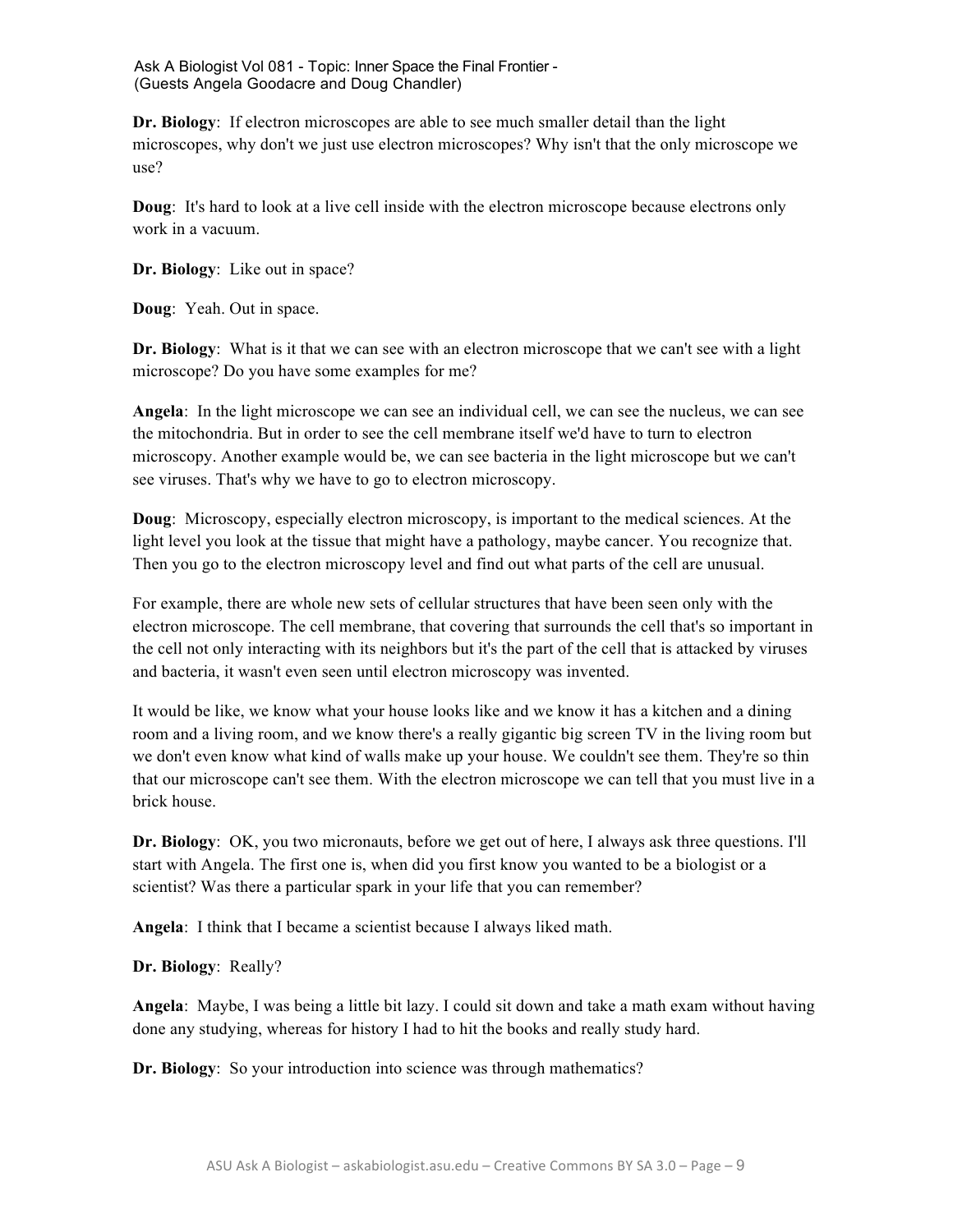**Dr. Biology**: If electron microscopes are able to see much smaller detail than the light microscopes, why don't we just use electron microscopes? Why isn't that the only microscope we use?

**Doug**: It's hard to look at a live cell inside with the electron microscope because electrons only work in a vacuum.

**Dr. Biology**: Like out in space?

**Doug**: Yeah. Out in space.

**Dr. Biology**: What is it that we can see with an electron microscope that we can't see with a light microscope? Do you have some examples for me?

**Angela**: In the light microscope we can see an individual cell, we can see the nucleus, we can see the mitochondria. But in order to see the cell membrane itself we'd have to turn to electron microscopy. Another example would be, we can see bacteria in the light microscope but we can't see viruses. That's why we have to go to electron microscopy.

**Doug**: Microscopy, especially electron microscopy, is important to the medical sciences. At the light level you look at the tissue that might have a pathology, maybe cancer. You recognize that. Then you go to the electron microscopy level and find out what parts of the cell are unusual.

For example, there are whole new sets of cellular structures that have been seen only with the electron microscope. The cell membrane, that covering that surrounds the cell that's so important in the cell not only interacting with its neighbors but it's the part of the cell that is attacked by viruses and bacteria, it wasn't even seen until electron microscopy was invented.

It would be like, we know what your house looks like and we know it has a kitchen and a dining room and a living room, and we know there's a really gigantic big screen TV in the living room but we don't even know what kind of walls make up your house. We couldn't see them. They're so thin that our microscope can't see them. With the electron microscope we can tell that you must live in a brick house.

**Dr. Biology**: OK, you two micronauts, before we get out of here, I always ask three questions. I'll start with Angela. The first one is, when did you first know you wanted to be a biologist or a scientist? Was there a particular spark in your life that you can remember?

**Angela**: I think that I became a scientist because I always liked math.

**Dr. Biology**: Really?

**Angela**: Maybe, I was being a little bit lazy. I could sit down and take a math exam without having done any studying, whereas for history I had to hit the books and really study hard.

**Dr. Biology**: So your introduction into science was through mathematics?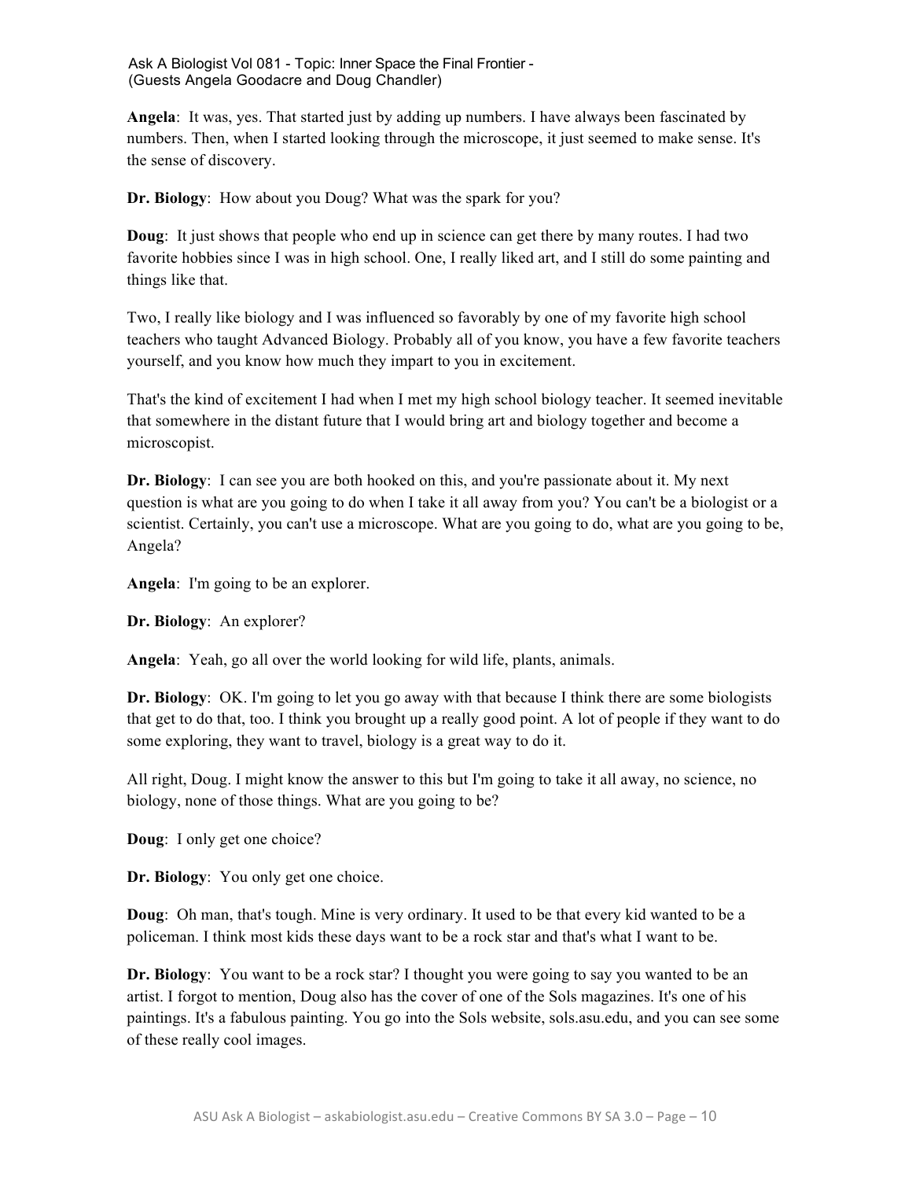**Angela**: It was, yes. That started just by adding up numbers. I have always been fascinated by numbers. Then, when I started looking through the microscope, it just seemed to make sense. It's the sense of discovery.

**Dr. Biology**: How about you Doug? What was the spark for you?

**Doug**: It just shows that people who end up in science can get there by many routes. I had two favorite hobbies since I was in high school. One, I really liked art, and I still do some painting and things like that.

Two, I really like biology and I was influenced so favorably by one of my favorite high school teachers who taught Advanced Biology. Probably all of you know, you have a few favorite teachers yourself, and you know how much they impart to you in excitement.

That's the kind of excitement I had when I met my high school biology teacher. It seemed inevitable that somewhere in the distant future that I would bring art and biology together and become a microscopist.

**Dr. Biology**: I can see you are both hooked on this, and you're passionate about it. My next question is what are you going to do when I take it all away from you? You can't be a biologist or a scientist. Certainly, you can't use a microscope. What are you going to do, what are you going to be, Angela?

**Angela**: I'm going to be an explorer.

**Dr. Biology**: An explorer?

**Angela**: Yeah, go all over the world looking for wild life, plants, animals.

**Dr. Biology**: OK. I'm going to let you go away with that because I think there are some biologists that get to do that, too. I think you brought up a really good point. A lot of people if they want to do some exploring, they want to travel, biology is a great way to do it.

All right, Doug. I might know the answer to this but I'm going to take it all away, no science, no biology, none of those things. What are you going to be?

**Doug**: I only get one choice?

**Dr. Biology**: You only get one choice.

**Doug**: Oh man, that's tough. Mine is very ordinary. It used to be that every kid wanted to be a policeman. I think most kids these days want to be a rock star and that's what I want to be.

**Dr. Biology**: You want to be a rock star? I thought you were going to say you wanted to be an artist. I forgot to mention, Doug also has the cover of one of the Sols magazines. It's one of his paintings. It's a fabulous painting. You go into the Sols website, sols.asu.edu, and you can see some of these really cool images.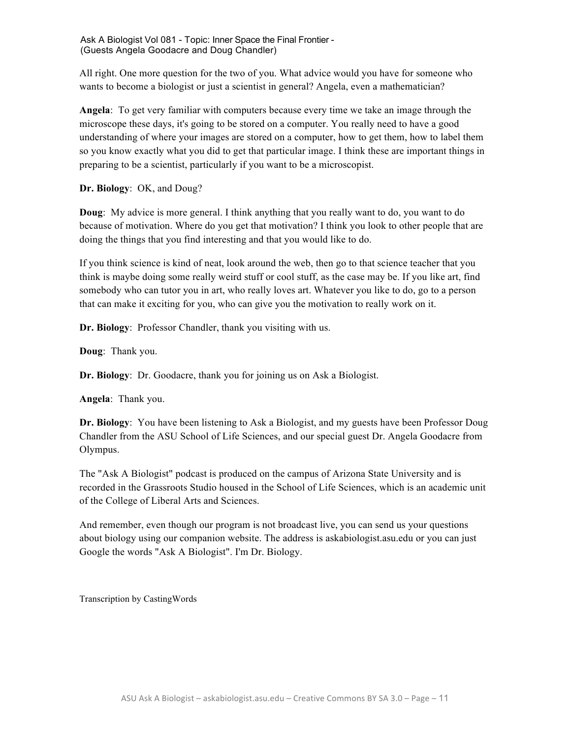All right. One more question for the two of you. What advice would you have for someone who wants to become a biologist or just a scientist in general? Angela, even a mathematician?

**Angela**: To get very familiar with computers because every time we take an image through the microscope these days, it's going to be stored on a computer. You really need to have a good understanding of where your images are stored on a computer, how to get them, how to label them so you know exactly what you did to get that particular image. I think these are important things in preparing to be a scientist, particularly if you want to be a microscopist.

**Dr. Biology**: OK, and Doug?

**Doug**: My advice is more general. I think anything that you really want to do, you want to do because of motivation. Where do you get that motivation? I think you look to other people that are doing the things that you find interesting and that you would like to do.

If you think science is kind of neat, look around the web, then go to that science teacher that you think is maybe doing some really weird stuff or cool stuff, as the case may be. If you like art, find somebody who can tutor you in art, who really loves art. Whatever you like to do, go to a person that can make it exciting for you, who can give you the motivation to really work on it.

**Dr. Biology**: Professor Chandler, thank you visiting with us.

**Doug**: Thank you.

**Dr. Biology**: Dr. Goodacre, thank you for joining us on Ask a Biologist.

**Angela**: Thank you.

**Dr. Biology**: You have been listening to Ask a Biologist, and my guests have been Professor Doug Chandler from the ASU School of Life Sciences, and our special guest Dr. Angela Goodacre from Olympus.

The "Ask A Biologist" podcast is produced on the campus of Arizona State University and is recorded in the Grassroots Studio housed in the School of Life Sciences, which is an academic unit of the College of Liberal Arts and Sciences.

And remember, even though our program is not broadcast live, you can send us your questions about biology using our companion website. The address is askabiologist.asu.edu or you can just Google the words "Ask A Biologist". I'm Dr. Biology.

Transcription by CastingWords